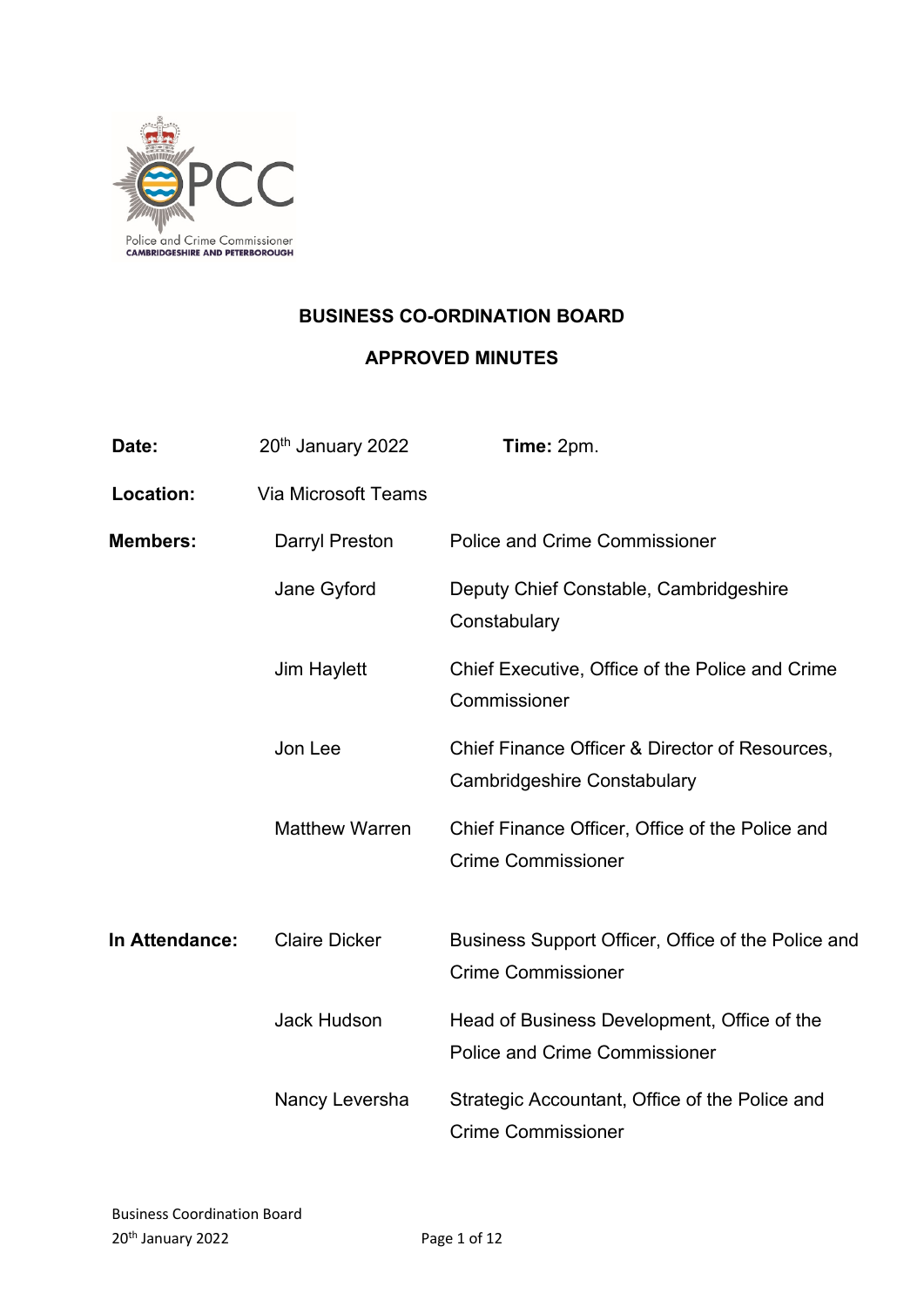# BUSINESS CO-ORDINATION BOARD

## APPROVED MINUTES

| | | |
|---|---|---|
| **Date:** | 20th January 2022 | **Time:** 2pm. |
| **Location:** | Via Microsoft Teams | |
| **Members:** | Darryl Preston | Police and Crime Commissioner |
| | Jane Gyford | Deputy Chief Constable, Cambridgeshire Constabulary |
| | Jim Haylett | Chief Executive, Office of the Police and Crime Commissioner |
| | Jon Lee | Chief Finance Officer & Director of Resources, Cambridgeshire Constabulary |
| | Matthew Warren | Chief Finance Officer, Office of the Police and Crime Commissioner |
| **In Attendance:** | Claire Dicker | Business Support Officer, Office of the Police and Crime Commissioner |
| | Jack Hudson | Head of Business Development, Office of the Police and Crime Commissioner |
| | Nancy Leversha | Strategic Accountant, Office of the Police and Crime Commissioner |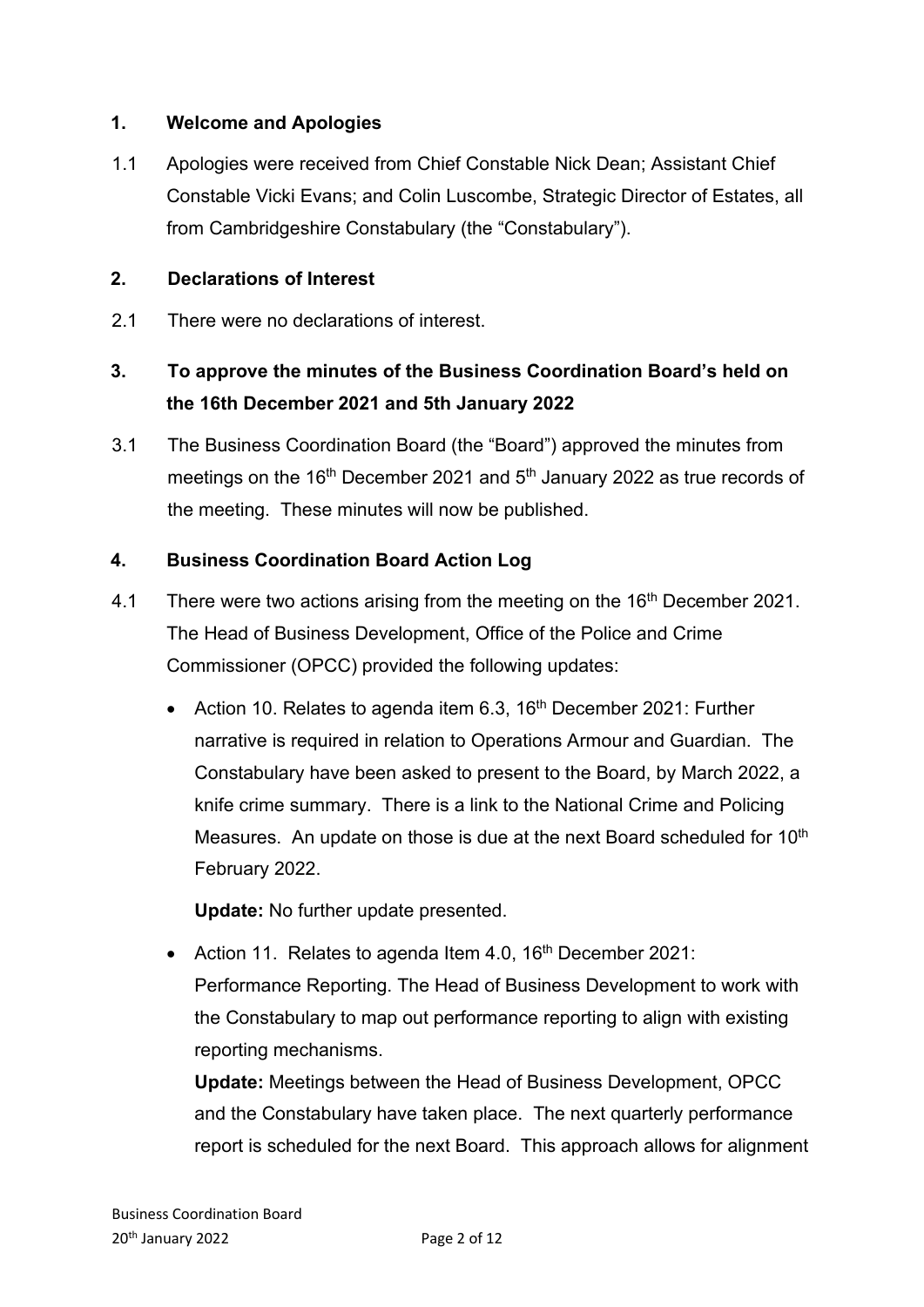## 1. Welcome and Apologies

1.1 Apologies were received from Chief Constable Nick Dean; Assistant Chief Constable Vicki Evans; and Colin Luscombe, Strategic Director of Estates, all from Cambridgeshire Constabulary (the "Constabulary").

## 2. Declarations of Interest

2.1 There were no declarations of interest.

## 3. To approve the minutes of the Business Coordination Board's held on the 16th December 2021 and 5th January 2022

3.1 The Business Coordination Board (the "Board") approved the minutes from meetings on the 16th December 2021 and 5th January 2022 as true records of the meeting. These minutes will now be published.

## 4. Business Coordination Board Action Log

4.1 There were two actions arising from the meeting on the 16th December 2021. The Head of Business Development, Office of the Police and Crime Commissioner (OPCC) provided the following updates:

- Action 10. Relates to agenda item 6.3, 16th December 2021: Further narrative is required in relation to Operations Armour and Guardian. The Constabulary have been asked to present to the Board, by March 2022, a knife crime summary. There is a link to the National Crime and Policing Measures. An update on those is due at the next Board scheduled for 10th February 2022.

  **Update:** No further update presented.

- Action 11. Relates to agenda Item 4.0, 16th December 2021: Performance Reporting. The Head of Business Development to work with the Constabulary to map out performance reporting to align with existing reporting mechanisms.
  **Update:** Meetings between the Head of Business Development, OPCC and the Constabulary have taken place. The next quarterly performance report is scheduled for the next Board. This approach allows for alignment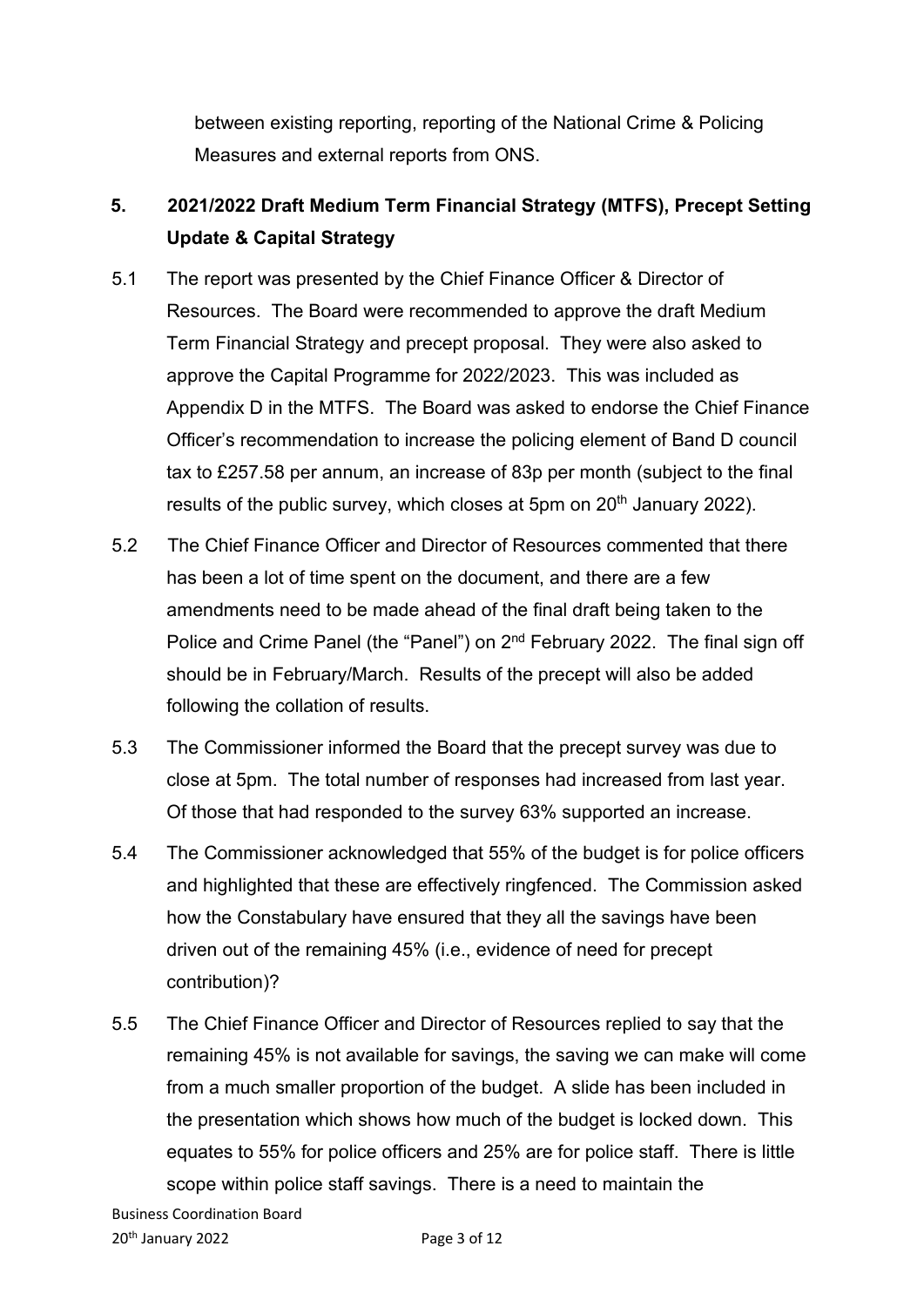between existing reporting, reporting of the National Crime & Policing Measures and external reports from ONS.

## 5. 2021/2022 Draft Medium Term Financial Strategy (MTFS), Precept Setting Update & Capital Strategy

5.1 The report was presented by the Chief Finance Officer & Director of Resources. The Board were recommended to approve the draft Medium Term Financial Strategy and precept proposal. They were also asked to approve the Capital Programme for 2022/2023. This was included as Appendix D in the MTFS. The Board was asked to endorse the Chief Finance Officer's recommendation to increase the policing element of Band D council tax to £257.58 per annum, an increase of 83p per month (subject to the final results of the public survey, which closes at 5pm on 20th January 2022).

5.2 The Chief Finance Officer and Director of Resources commented that there has been a lot of time spent on the document, and there are a few amendments need to be made ahead of the final draft being taken to the Police and Crime Panel (the "Panel") on 2nd February 2022. The final sign off should be in February/March. Results of the precept will also be added following the collation of results.

5.3 The Commissioner informed the Board that the precept survey was due to close at 5pm. The total number of responses had increased from last year. Of those that had responded to the survey 63% supported an increase.

5.4 The Commissioner acknowledged that 55% of the budget is for police officers and highlighted that these are effectively ringfenced. The Commission asked how the Constabulary have ensured that they all the savings have been driven out of the remaining 45% (i.e., evidence of need for precept contribution)?

5.5 The Chief Finance Officer and Director of Resources replied to say that the remaining 45% is not available for savings, the saving we can make will come from a much smaller proportion of the budget. A slide has been included in the presentation which shows how much of the budget is locked down. This equates to 55% for police officers and 25% are for police staff. There is little scope within police staff savings. There is a need to maintain the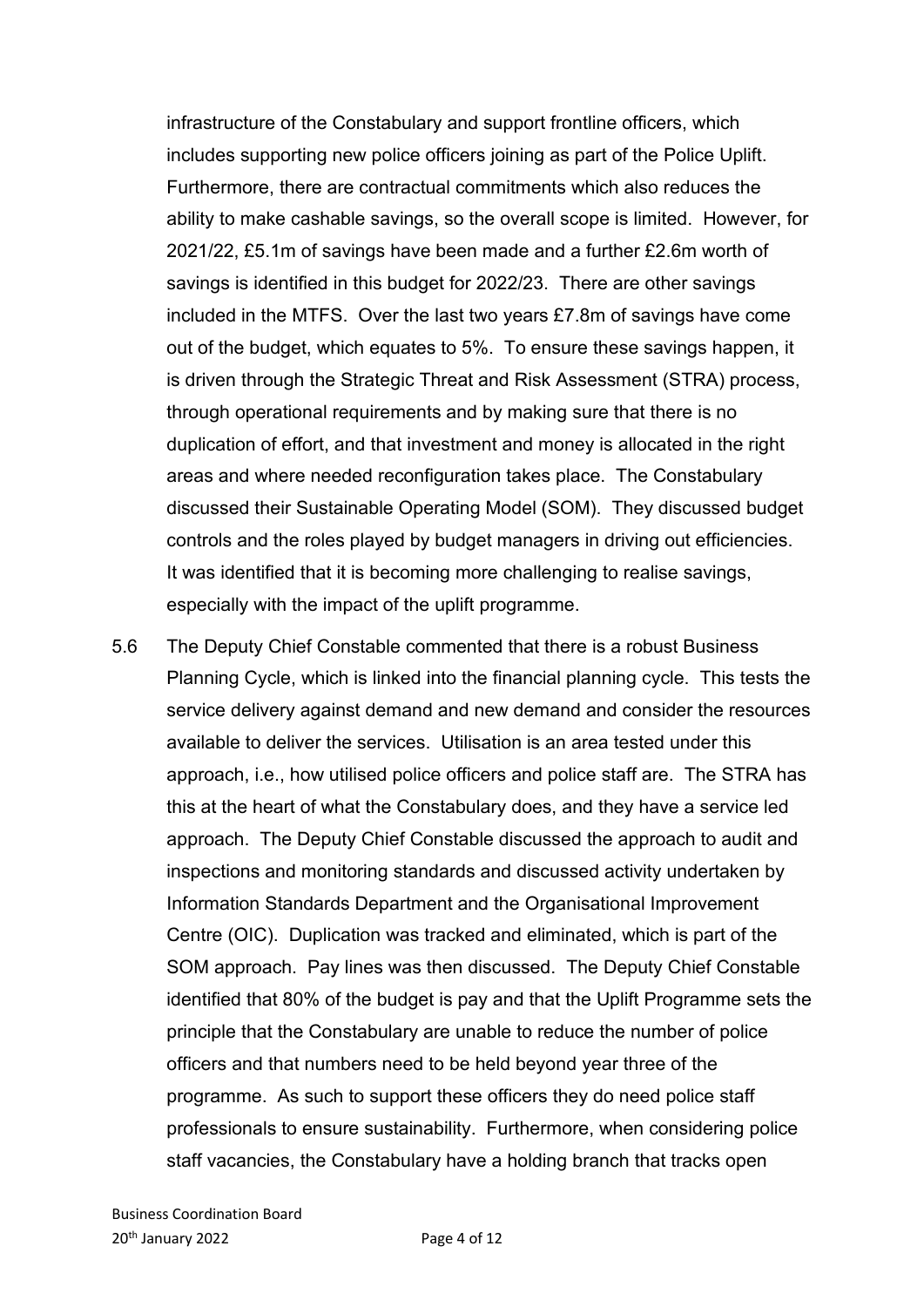infrastructure of the Constabulary and support frontline officers, which includes supporting new police officers joining as part of the Police Uplift. Furthermore, there are contractual commitments which also reduces the ability to make cashable savings, so the overall scope is limited. However, for 2021/22, £5.1m of savings have been made and a further £2.6m worth of savings is identified in this budget for 2022/23. There are other savings included in the MTFS. Over the last two years £7.8m of savings have come out of the budget, which equates to 5%. To ensure these savings happen, it is driven through the Strategic Threat and Risk Assessment (STRA) process, through operational requirements and by making sure that there is no duplication of effort, and that investment and money is allocated in the right areas and where needed reconfiguration takes place. The Constabulary discussed their Sustainable Operating Model (SOM). They discussed budget controls and the roles played by budget managers in driving out efficiencies. It was identified that it is becoming more challenging to realise savings, especially with the impact of the uplift programme.

5.6 The Deputy Chief Constable commented that there is a robust Business Planning Cycle, which is linked into the financial planning cycle. This tests the service delivery against demand and new demand and consider the resources available to deliver the services. Utilisation is an area tested under this approach, i.e., how utilised police officers and police staff are. The STRA has this at the heart of what the Constabulary does, and they have a service led approach. The Deputy Chief Constable discussed the approach to audit and inspections and monitoring standards and discussed activity undertaken by Information Standards Department and the Organisational Improvement Centre (OIC). Duplication was tracked and eliminated, which is part of the SOM approach. Pay lines was then discussed. The Deputy Chief Constable identified that 80% of the budget is pay and that the Uplift Programme sets the principle that the Constabulary are unable to reduce the number of police officers and that numbers need to be held beyond year three of the programme. As such to support these officers they do need police staff professionals to ensure sustainability. Furthermore, when considering police staff vacancies, the Constabulary have a holding branch that tracks open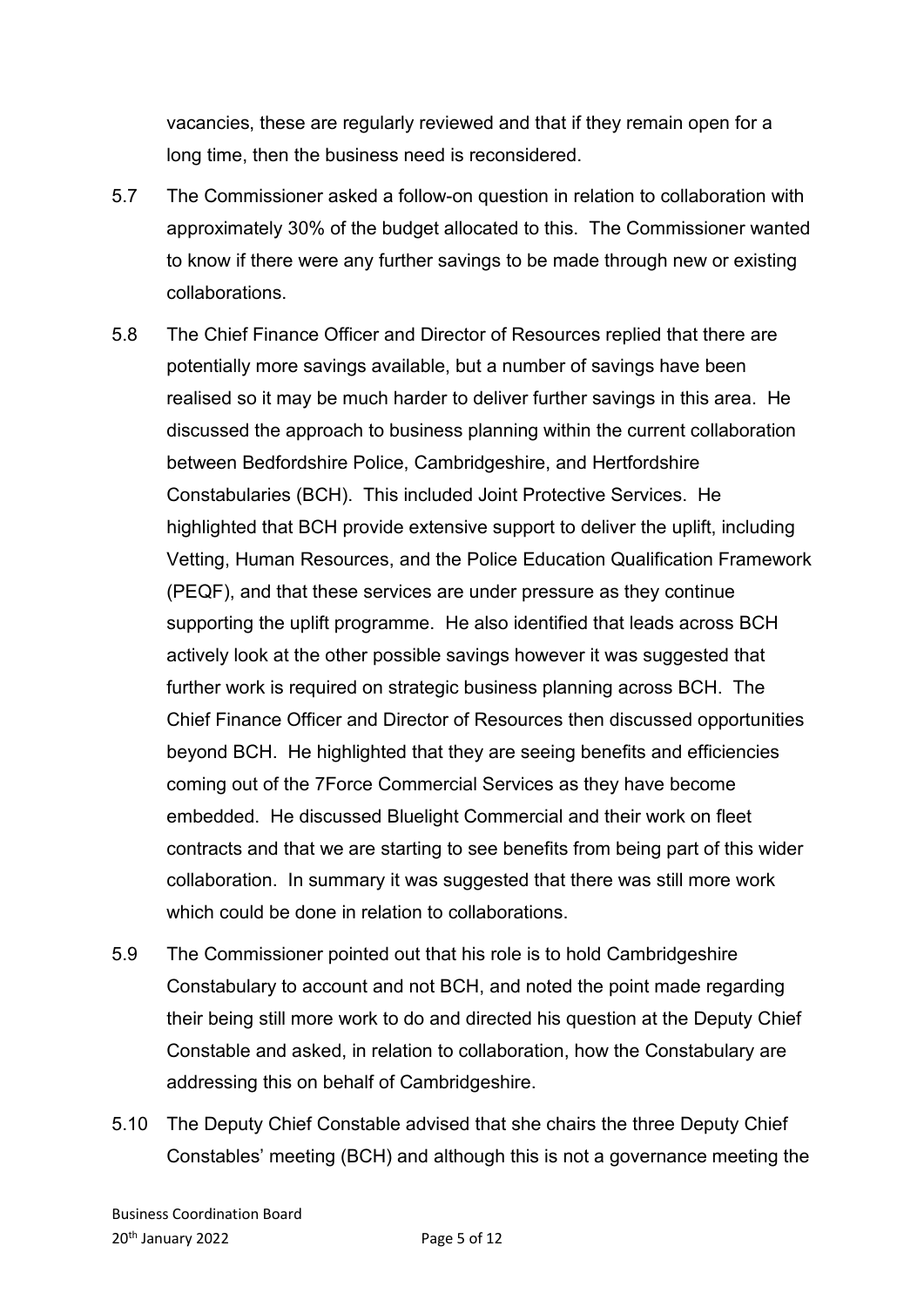vacancies, these are regularly reviewed and that if they remain open for a long time, then the business need is reconsidered.

5.7 The Commissioner asked a follow-on question in relation to collaboration with approximately 30% of the budget allocated to this. The Commissioner wanted to know if there were any further savings to be made through new or existing collaborations.

5.8 The Chief Finance Officer and Director of Resources replied that there are potentially more savings available, but a number of savings have been realised so it may be much harder to deliver further savings in this area. He discussed the approach to business planning within the current collaboration between Bedfordshire Police, Cambridgeshire, and Hertfordshire Constabularies (BCH). This included Joint Protective Services. He highlighted that BCH provide extensive support to deliver the uplift, including Vetting, Human Resources, and the Police Education Qualification Framework (PEQF), and that these services are under pressure as they continue supporting the uplift programme. He also identified that leads across BCH actively look at the other possible savings however it was suggested that further work is required on strategic business planning across BCH. The Chief Finance Officer and Director of Resources then discussed opportunities beyond BCH. He highlighted that they are seeing benefits and efficiencies coming out of the 7Force Commercial Services as they have become embedded. He discussed Bluelight Commercial and their work on fleet contracts and that we are starting to see benefits from being part of this wider collaboration. In summary it was suggested that there was still more work which could be done in relation to collaborations.

5.9 The Commissioner pointed out that his role is to hold Cambridgeshire Constabulary to account and not BCH, and noted the point made regarding their being still more work to do and directed his question at the Deputy Chief Constable and asked, in relation to collaboration, how the Constabulary are addressing this on behalf of Cambridgeshire.

5.10 The Deputy Chief Constable advised that she chairs the three Deputy Chief Constables' meeting (BCH) and although this is not a governance meeting the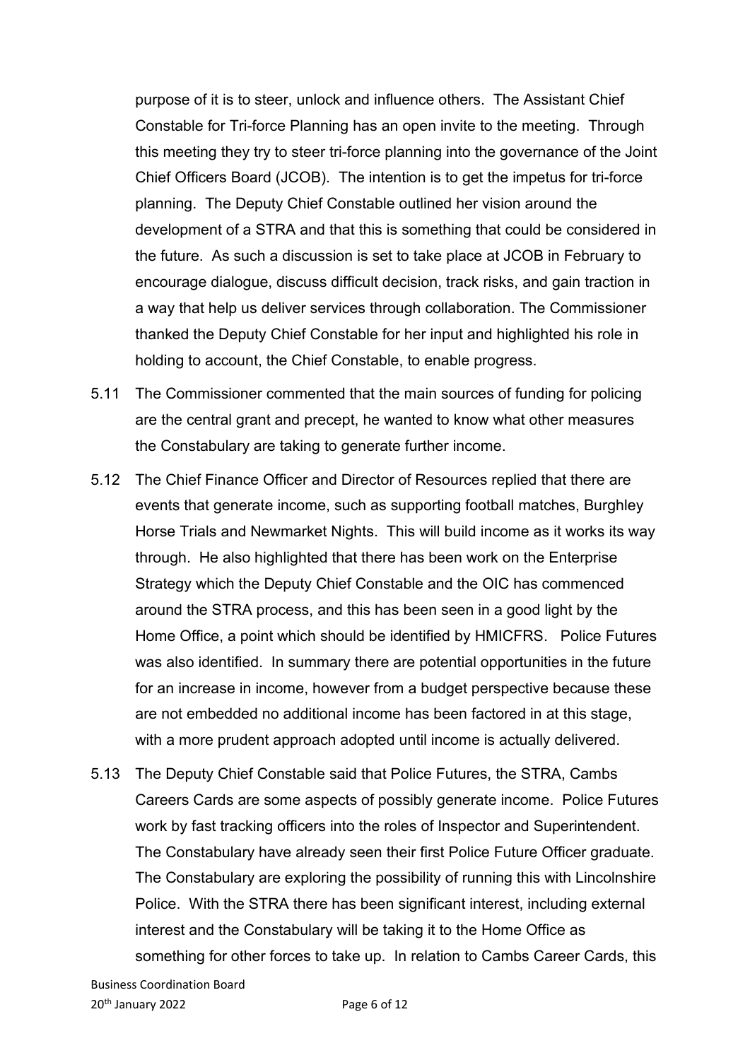purpose of it is to steer, unlock and influence others. The Assistant Chief Constable for Tri-force Planning has an open invite to the meeting. Through this meeting they try to steer tri-force planning into the governance of the Joint Chief Officers Board (JCOB). The intention is to get the impetus for tri-force planning. The Deputy Chief Constable outlined her vision around the development of a STRA and that this is something that could be considered in the future. As such a discussion is set to take place at JCOB in February to encourage dialogue, discuss difficult decision, track risks, and gain traction in a way that help us deliver services through collaboration. The Commissioner thanked the Deputy Chief Constable for her input and highlighted his role in holding to account, the Chief Constable, to enable progress.

5.11 The Commissioner commented that the main sources of funding for policing are the central grant and precept, he wanted to know what other measures the Constabulary are taking to generate further income.

5.12 The Chief Finance Officer and Director of Resources replied that there are events that generate income, such as supporting football matches, Burghley Horse Trials and Newmarket Nights. This will build income as it works its way through. He also highlighted that there has been work on the Enterprise Strategy which the Deputy Chief Constable and the OIC has commenced around the STRA process, and this has been seen in a good light by the Home Office, a point which should be identified by HMICFRS. Police Futures was also identified. In summary there are potential opportunities in the future for an increase in income, however from a budget perspective because these are not embedded no additional income has been factored in at this stage, with a more prudent approach adopted until income is actually delivered.

5.13 The Deputy Chief Constable said that Police Futures, the STRA, Cambs Careers Cards are some aspects of possibly generate income. Police Futures work by fast tracking officers into the roles of Inspector and Superintendent. The Constabulary have already seen their first Police Future Officer graduate. The Constabulary are exploring the possibility of running this with Lincolnshire Police. With the STRA there has been significant interest, including external interest and the Constabulary will be taking it to the Home Office as something for other forces to take up. In relation to Cambs Career Cards, this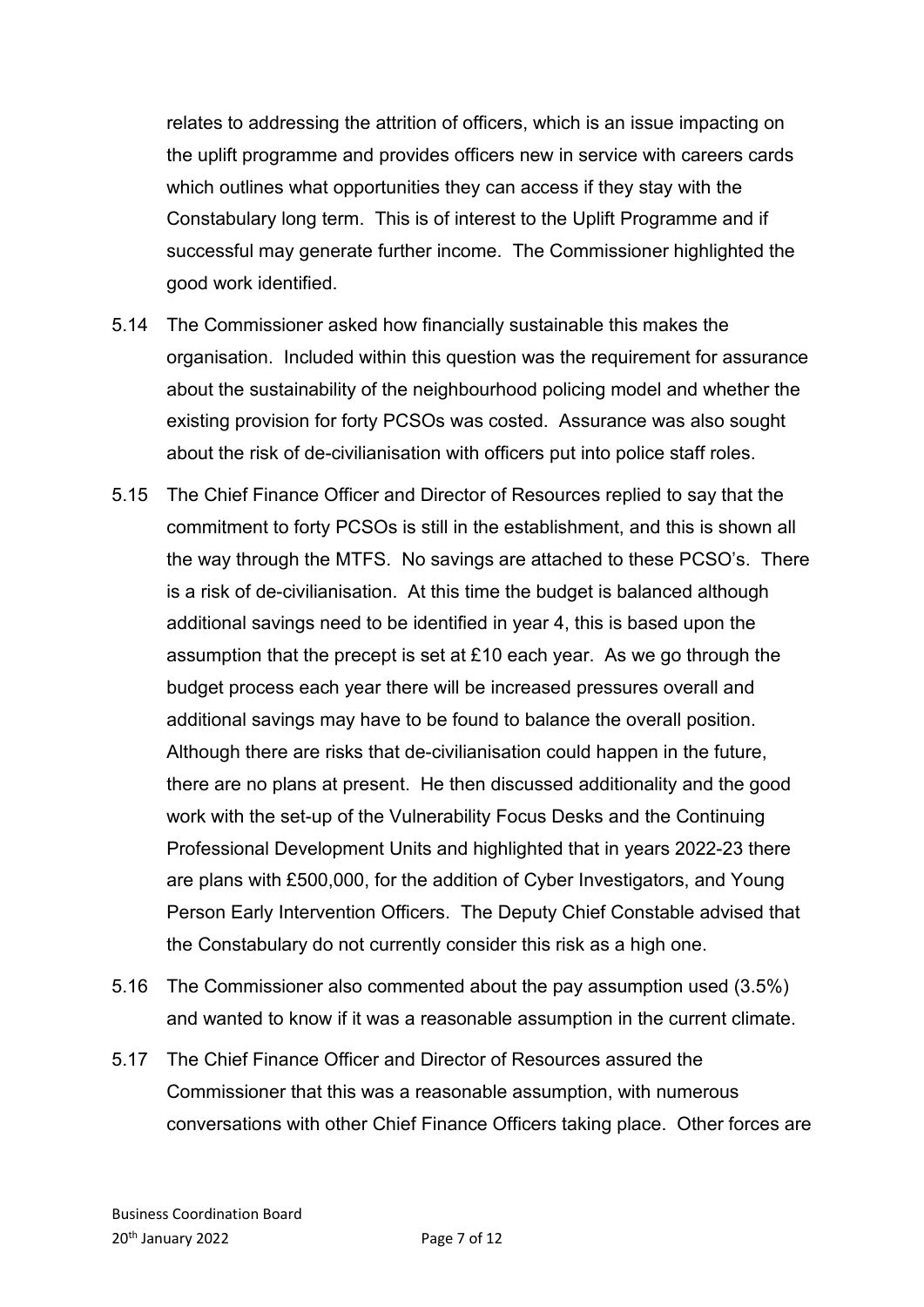relates to addressing the attrition of officers, which is an issue impacting on the uplift programme and provides officers new in service with careers cards which outlines what opportunities they can access if they stay with the Constabulary long term. This is of interest to the Uplift Programme and if successful may generate further income. The Commissioner highlighted the good work identified.

5.14 The Commissioner asked how financially sustainable this makes the organisation. Included within this question was the requirement for assurance about the sustainability of the neighbourhood policing model and whether the existing provision for forty PCSOs was costed. Assurance was also sought about the risk of de-civilianisation with officers put into police staff roles.

5.15 The Chief Finance Officer and Director of Resources replied to say that the commitment to forty PCSOs is still in the establishment, and this is shown all the way through the MTFS. No savings are attached to these PCSO's. There is a risk of de-civilianisation. At this time the budget is balanced although additional savings need to be identified in year 4, this is based upon the assumption that the precept is set at £10 each year. As we go through the budget process each year there will be increased pressures overall and additional savings may have to be found to balance the overall position. Although there are risks that de-civilianisation could happen in the future, there are no plans at present. He then discussed additionality and the good work with the set-up of the Vulnerability Focus Desks and the Continuing Professional Development Units and highlighted that in years 2022-23 there are plans with £500,000, for the addition of Cyber Investigators, and Young Person Early Intervention Officers. The Deputy Chief Constable advised that the Constabulary do not currently consider this risk as a high one.

5.16 The Commissioner also commented about the pay assumption used (3.5%) and wanted to know if it was a reasonable assumption in the current climate.

5.17 The Chief Finance Officer and Director of Resources assured the Commissioner that this was a reasonable assumption, with numerous conversations with other Chief Finance Officers taking place. Other forces are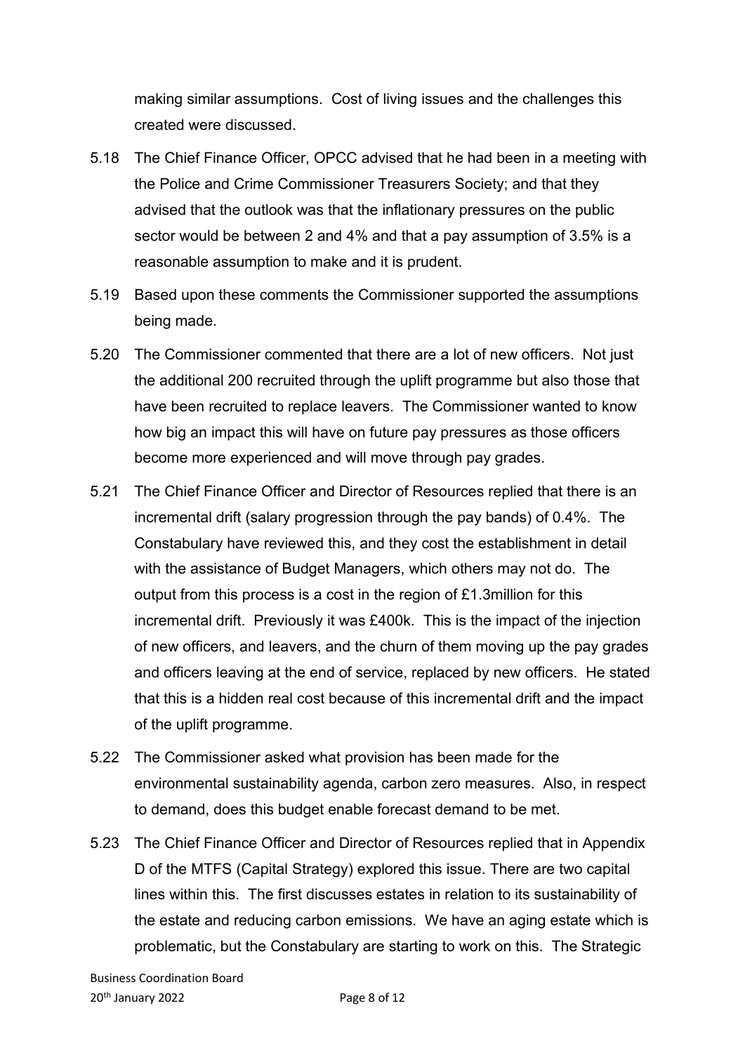making similar assumptions. Cost of living issues and the challenges this created were discussed.

5.18 The Chief Finance Officer, OPCC advised that he had been in a meeting with the Police and Crime Commissioner Treasurers Society; and that they advised that the outlook was that the inflationary pressures on the public sector would be between 2 and 4% and that a pay assumption of 3.5% is a reasonable assumption to make and it is prudent.

5.19 Based upon these comments the Commissioner supported the assumptions being made.

5.20 The Commissioner commented that there are a lot of new officers. Not just the additional 200 recruited through the uplift programme but also those that have been recruited to replace leavers. The Commissioner wanted to know how big an impact this will have on future pay pressures as those officers become more experienced and will move through pay grades.

5.21 The Chief Finance Officer and Director of Resources replied that there is an incremental drift (salary progression through the pay bands) of 0.4%. The Constabulary have reviewed this, and they cost the establishment in detail with the assistance of Budget Managers, which others may not do. The output from this process is a cost in the region of £1.3million for this incremental drift. Previously it was £400k. This is the impact of the injection of new officers, and leavers, and the churn of them moving up the pay grades and officers leaving at the end of service, replaced by new officers. He stated that this is a hidden real cost because of this incremental drift and the impact of the uplift programme.

5.22 The Commissioner asked what provision has been made for the environmental sustainability agenda, carbon zero measures. Also, in respect to demand, does this budget enable forecast demand to be met.

5.23 The Chief Finance Officer and Director of Resources replied that in Appendix D of the MTFS (Capital Strategy) explored this issue. There are two capital lines within this. The first discusses estates in relation to its sustainability of the estate and reducing carbon emissions. We have an aging estate which is problematic, but the Constabulary are starting to work on this. The Strategic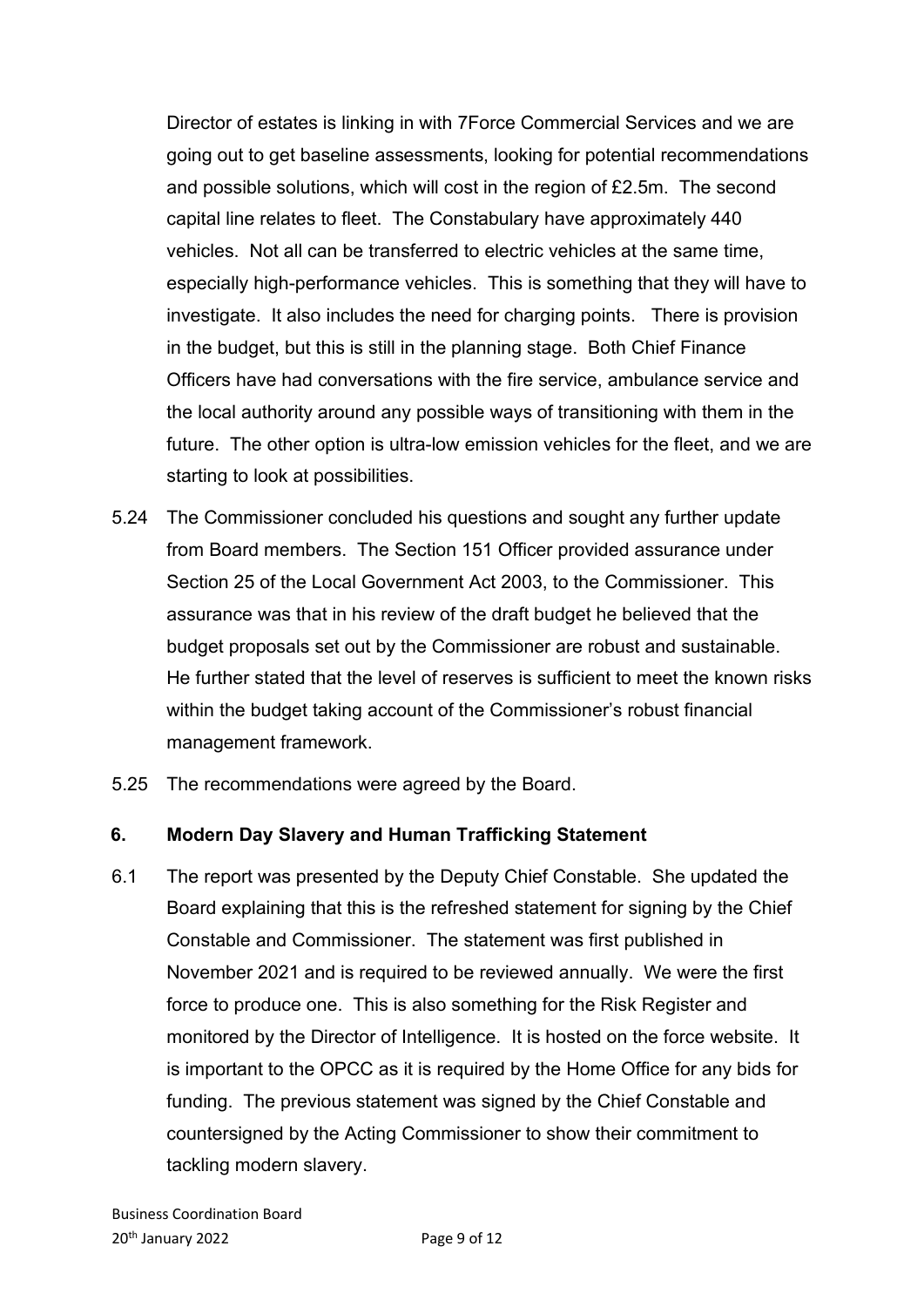Director of estates is linking in with 7Force Commercial Services and we are going out to get baseline assessments, looking for potential recommendations and possible solutions, which will cost in the region of £2.5m. The second capital line relates to fleet. The Constabulary have approximately 440 vehicles. Not all can be transferred to electric vehicles at the same time, especially high-performance vehicles. This is something that they will have to investigate. It also includes the need for charging points. There is provision in the budget, but this is still in the planning stage. Both Chief Finance Officers have had conversations with the fire service, ambulance service and the local authority around any possible ways of transitioning with them in the future. The other option is ultra-low emission vehicles for the fleet, and we are starting to look at possibilities.

5.24 The Commissioner concluded his questions and sought any further update from Board members. The Section 151 Officer provided assurance under Section 25 of the Local Government Act 2003, to the Commissioner. This assurance was that in his review of the draft budget he believed that the budget proposals set out by the Commissioner are robust and sustainable. He further stated that the level of reserves is sufficient to meet the known risks within the budget taking account of the Commissioner's robust financial management framework.

5.25 The recommendations were agreed by the Board.

## 6. Modern Day Slavery and Human Trafficking Statement

6.1 The report was presented by the Deputy Chief Constable. She updated the Board explaining that this is the refreshed statement for signing by the Chief Constable and Commissioner. The statement was first published in November 2021 and is required to be reviewed annually. We were the first force to produce one. This is also something for the Risk Register and monitored by the Director of Intelligence. It is hosted on the force website. It is important to the OPCC as it is required by the Home Office for any bids for funding. The previous statement was signed by the Chief Constable and countersigned by the Acting Commissioner to show their commitment to tackling modern slavery.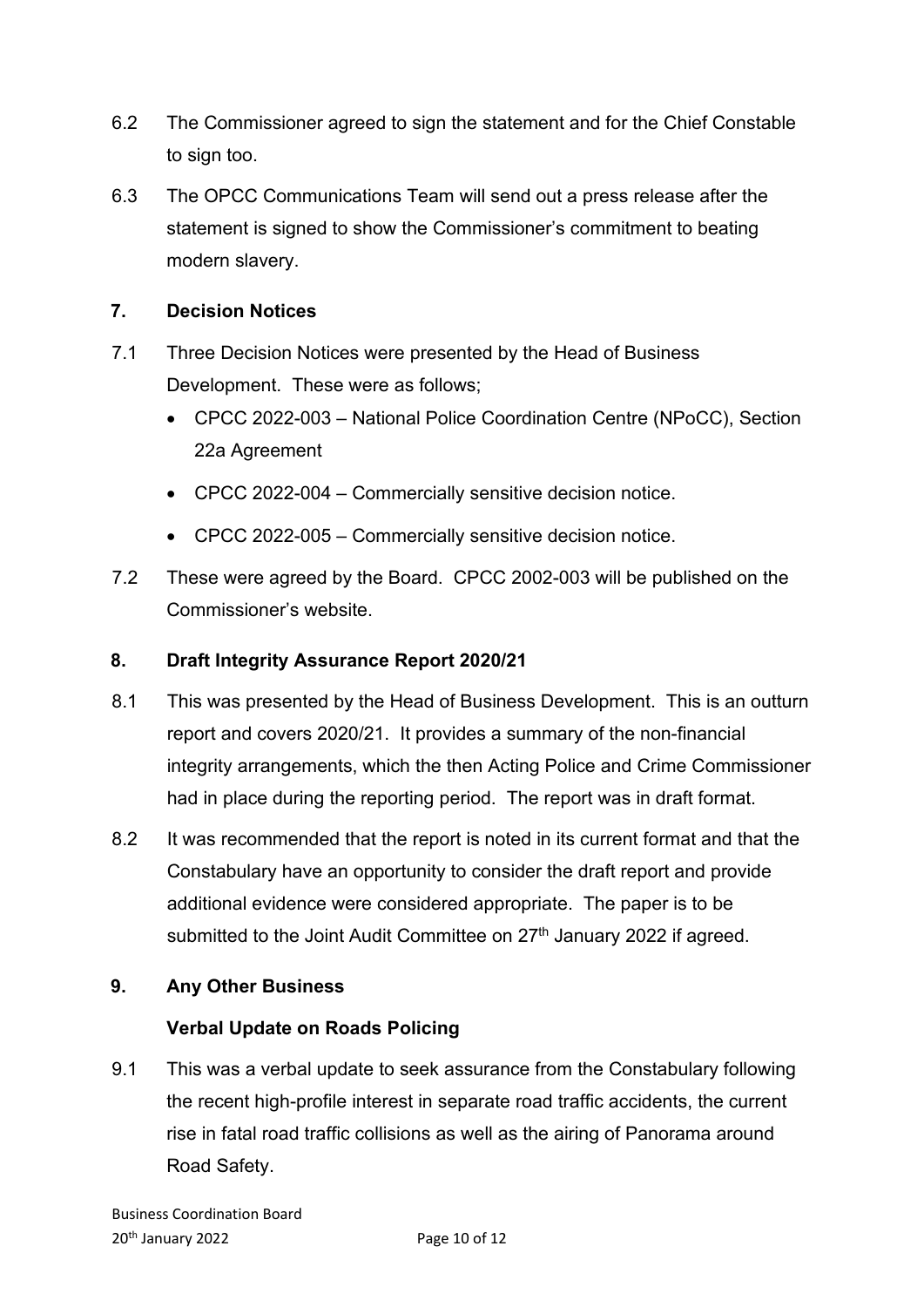6.2 The Commissioner agreed to sign the statement and for the Chief Constable to sign too.

6.3 The OPCC Communications Team will send out a press release after the statement is signed to show the Commissioner's commitment to beating modern slavery.

## 7. Decision Notices

7.1 Three Decision Notices were presented by the Head of Business Development. These were as follows;

- CPCC 2022-003 – National Police Coordination Centre (NPoCC), Section 22a Agreement
- CPCC 2022-004 – Commercially sensitive decision notice.
- CPCC 2022-005 – Commercially sensitive decision notice.

7.2 These were agreed by the Board. CPCC 2002-003 will be published on the Commissioner's website.

## 8. Draft Integrity Assurance Report 2020/21

8.1 This was presented by the Head of Business Development. This is an outturn report and covers 2020/21. It provides a summary of the non-financial integrity arrangements, which the then Acting Police and Crime Commissioner had in place during the reporting period. The report was in draft format.

8.2 It was recommended that the report is noted in its current format and that the Constabulary have an opportunity to consider the draft report and provide additional evidence were considered appropriate. The paper is to be submitted to the Joint Audit Committee on 27th January 2022 if agreed.

## 9. Any Other Business

### Verbal Update on Roads Policing

9.1 This was a verbal update to seek assurance from the Constabulary following the recent high-profile interest in separate road traffic accidents, the current rise in fatal road traffic collisions as well as the airing of Panorama around Road Safety.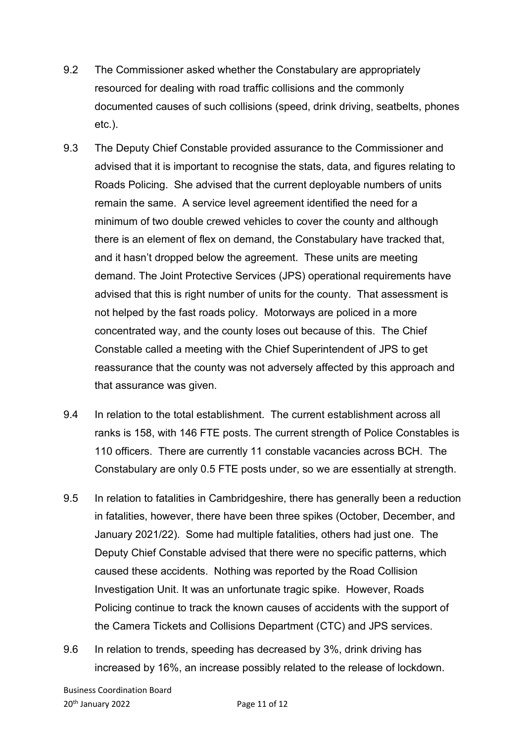9.2 The Commissioner asked whether the Constabulary are appropriately resourced for dealing with road traffic collisions and the commonly documented causes of such collisions (speed, drink driving, seatbelts, phones etc.).

9.3 The Deputy Chief Constable provided assurance to the Commissioner and advised that it is important to recognise the stats, data, and figures relating to Roads Policing. She advised that the current deployable numbers of units remain the same. A service level agreement identified the need for a minimum of two double crewed vehicles to cover the county and although there is an element of flex on demand, the Constabulary have tracked that, and it hasn't dropped below the agreement. These units are meeting demand. The Joint Protective Services (JPS) operational requirements have advised that this is right number of units for the county. That assessment is not helped by the fast roads policy. Motorways are policed in a more concentrated way, and the county loses out because of this. The Chief Constable called a meeting with the Chief Superintendent of JPS to get reassurance that the county was not adversely affected by this approach and that assurance was given.

9.4 In relation to the total establishment. The current establishment across all ranks is 158, with 146 FTE posts. The current strength of Police Constables is 110 officers. There are currently 11 constable vacancies across BCH. The Constabulary are only 0.5 FTE posts under, so we are essentially at strength.

9.5 In relation to fatalities in Cambridgeshire, there has generally been a reduction in fatalities, however, there have been three spikes (October, December, and January 2021/22). Some had multiple fatalities, others had just one. The Deputy Chief Constable advised that there were no specific patterns, which caused these accidents. Nothing was reported by the Road Collision Investigation Unit. It was an unfortunate tragic spike. However, Roads Policing continue to track the known causes of accidents with the support of the Camera Tickets and Collisions Department (CTC) and JPS services.

9.6 In relation to trends, speeding has decreased by 3%, drink driving has increased by 16%, an increase possibly related to the release of lockdown.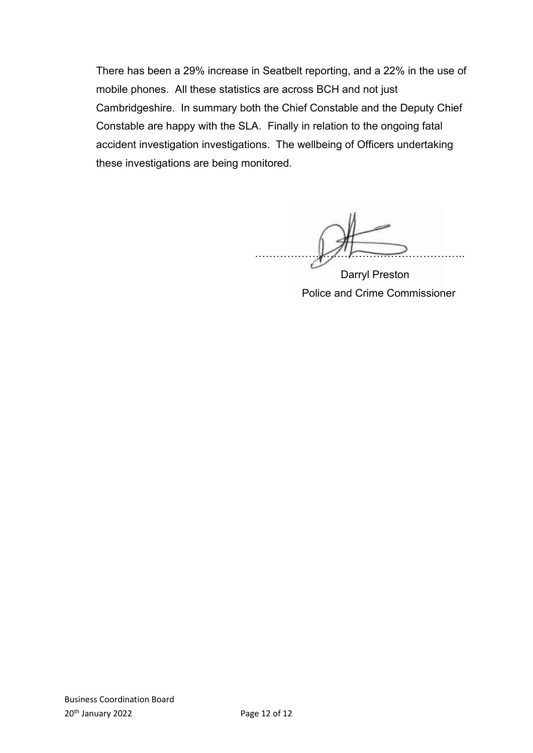There has been a 29% increase in Seatbelt reporting, and a 22% in the use of mobile phones. All these statistics are across BCH and not just Cambridgeshire. In summary both the Chief Constable and the Deputy Chief Constable are happy with the SLA. Finally in relation to the ongoing fatal accident investigation investigations. The wellbeing of Officers undertaking these investigations are being monitored.

……………………………………………………..

Darryl Preston
Police and Crime Commissioner